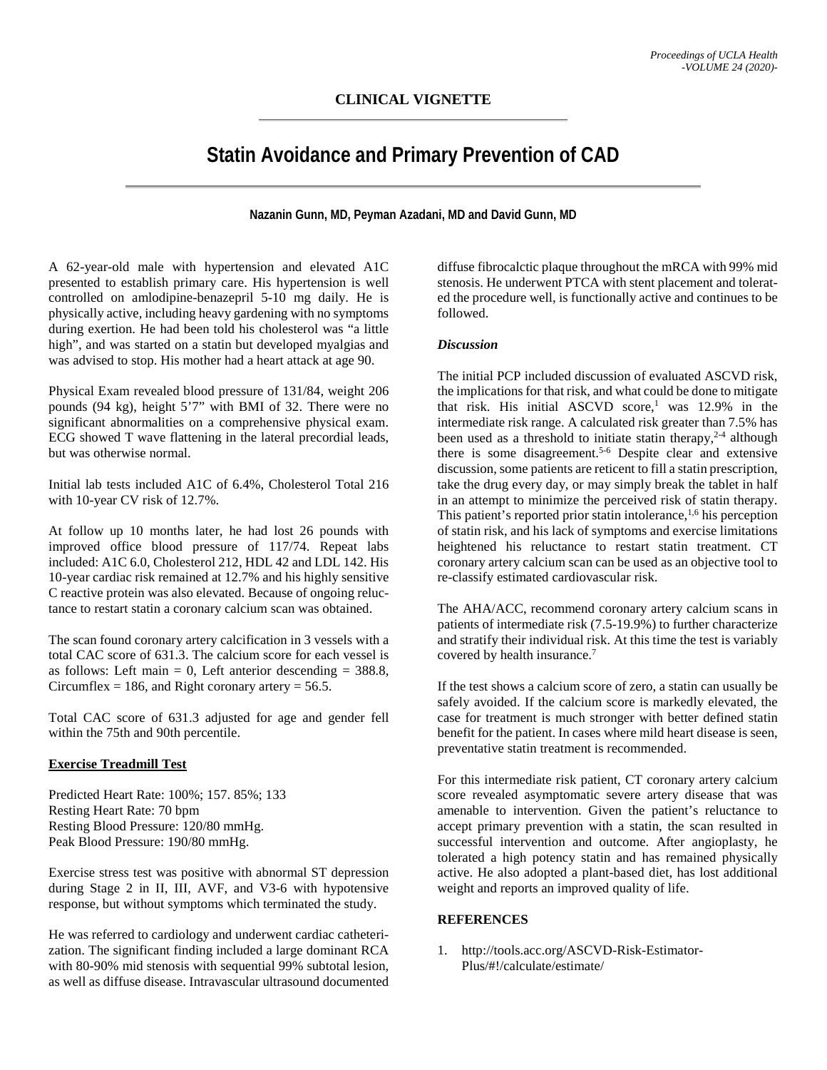## CLINICAL VIGNETTE

# Statin Avoidance and Primary Prevention of CAD

**Nazanin Gunn, MD, Peyman Azadani, MD and David Gunn, MD**

A 62-year-old male with hypertension and elevated A1C presented to establish primary care. His hypertension is well controlled on amlodipine-benazepril 5-10 mg daily. He is physically active, including heavy gardening with no symptoms during exertion. He had been told his cholesterol was "a little high", and was started on a statin but developed myalgias and was advised to stop. His mother had a heart attack at age 90.

Physical Exam revealed blood pressure of 131/84, weight 206 pounds (94 kg), height 5'7" with BMI of 32. There were no significant abnormalities on a comprehensive physical exam. ECG showed T wave flattening in the lateral precordial leads, but was otherwise normal.

Initial lab tests included A1C of 6.4%, Cholesterol Total 216 with 10-year CV risk of 12.7%.

At follow up 10 months later, he had lost 26 pounds with improved office blood pressure of 117/74. Repeat labs included: A1C 6.0, Cholesterol 212, HDL 42 and LDL 142. His 10-year cardiac risk remained at 12.7% and his highly sensitive C reactive protein was also elevated. Because of ongoing reluctance to restart statin a coronary calcium scan was obtained.

The scan found coronary artery calcification in 3 vessels with a total CAC score of 631.3. The calcium score for each vessel is as follows: Left main = 0, Left anterior descending = 388.8, Circumflex = 186, and Right coronary artery = 56.5.

Total CAC score of 631.3 adjusted for age and gender fell within the 75th and 90th percentile.

**Exercise Treadmill Test**

Predicted Heart Rate: 100%; 157. 85%; 133
Resting Heart Rate: 70 bpm
Resting Blood Pressure: 120/80 mmHg.
Peak Blood Pressure: 190/80 mmHg.

Exercise stress test was positive with abnormal ST depression during Stage 2 in II, III, AVF, and V3-6 with hypotensive response, but without symptoms which terminated the study.

He was referred to cardiology and underwent cardiac catheterization. The significant finding included a large dominant RCA with 80-90% mid stenosis with sequential 99% subtotal lesion, as well as diffuse disease. Intravascular ultrasound documented diffuse fibrocalctic plaque throughout the mRCA with 99% mid stenosis. He underwent PTCA with stent placement and tolerated the procedure well, is functionally active and continues to be followed.

### *Discussion*

The initial PCP included discussion of evaluated ASCVD risk, the implications for that risk, and what could be done to mitigate that risk. His initial ASCVD score,[1] was 12.9% in the intermediate risk range. A calculated risk greater than 7.5% has been used as a threshold to initiate statin therapy,[2-4] although there is some disagreement.[5-6] Despite clear and extensive discussion, some patients are reticent to fill a statin prescription, take the drug every day, or may simply break the tablet in half in an attempt to minimize the perceived risk of statin therapy. This patient's reported prior statin intolerance,[1,6] his perception of statin risk, and his lack of symptoms and exercise limitations heightened his reluctance to restart statin treatment. CT coronary artery calcium scan can be used as an objective tool to re-classify estimated cardiovascular risk.

The AHA/ACC, recommend coronary artery calcium scans in patients of intermediate risk (7.5-19.9%) to further characterize and stratify their individual risk. At this time the test is variably covered by health insurance.[7]

If the test shows a calcium score of zero, a statin can usually be safely avoided. If the calcium score is markedly elevated, the case for treatment is much stronger with better defined statin benefit for the patient. In cases where mild heart disease is seen, preventative statin treatment is recommended.

For this intermediate risk patient, CT coronary artery calcium score revealed asymptomatic severe artery disease that was amenable to intervention. Given the patient's reluctance to accept primary prevention with a statin, the scan resulted in successful intervention and outcome. After angioplasty, he tolerated a high potency statin and has remained physically active. He also adopted a plant-based diet, has lost additional weight and reports an improved quality of life.

### REFERENCES

1. http://tools.acc.org/ASCVD-Risk-Estimator-Plus/#!/calculate/estimate/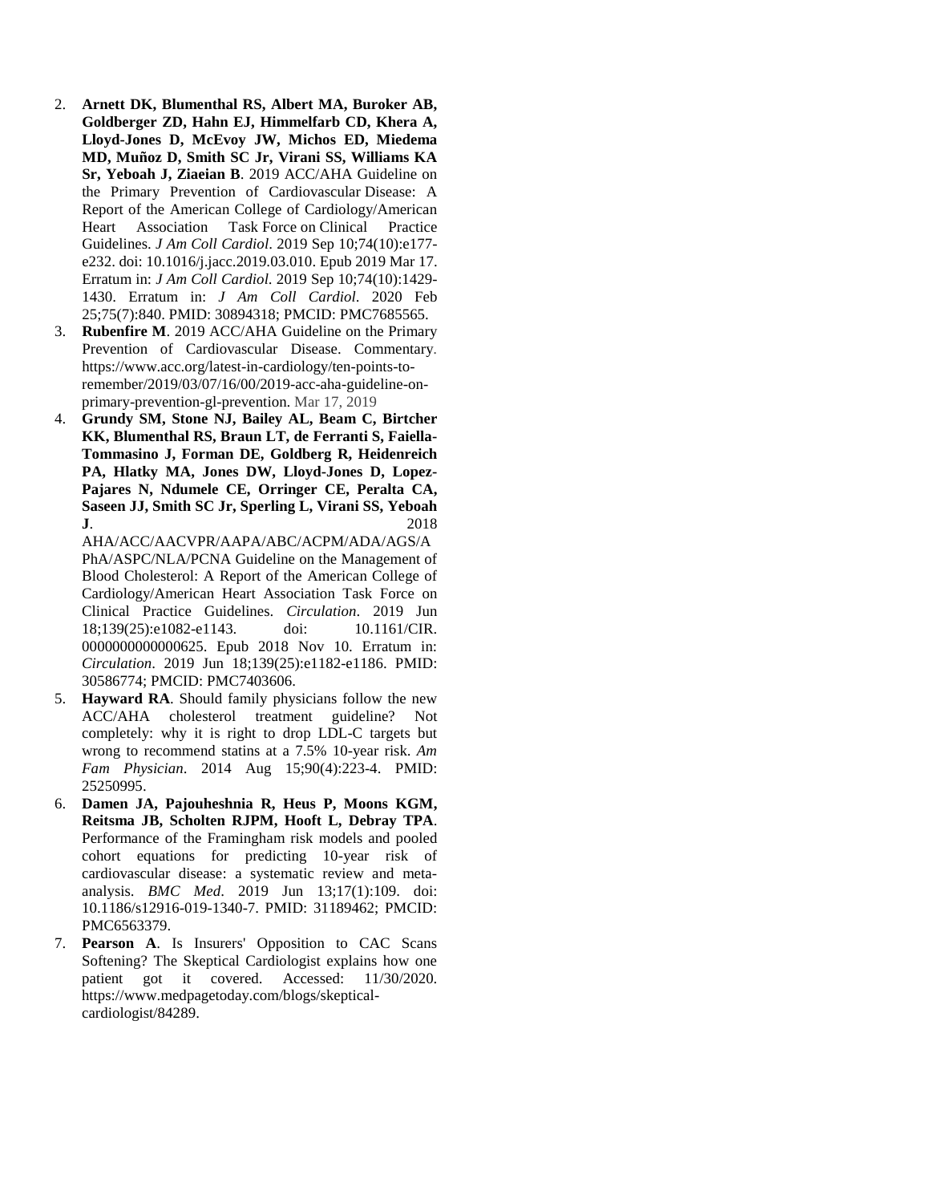2. **Arnett DK, Blumenthal RS, Albert MA, Buroker AB, Goldberger ZD, Hahn EJ, Himmelfarb CD, Khera A, Lloyd-Jones D, McEvoy JW, Michos ED, Miedema MD, Muñoz D, Smith SC Jr, Virani SS, Williams KA Sr, Yeboah J, Ziaeian B**. 2019 ACC/AHA Guideline on the Primary Prevention of Cardiovascular Disease: A Report of the American College of Cardiology/American Heart Association Task Force on Clinical Practice Guidelines. *J Am Coll Cardiol*. 2019 Sep 10;74(10):e177-e232. doi: 10.1016/j.jacc.2019.03.010. Epub 2019 Mar 17. Erratum in: *J Am Coll Cardiol*. 2019 Sep 10;74(10):1429-1430. Erratum in: *J Am Coll Cardiol*. 2020 Feb 25;75(7):840. PMID: 30894318; PMCID: PMC7685565.
3. **Rubenfire M**. 2019 ACC/AHA Guideline on the Primary Prevention of Cardiovascular Disease. Commentary. https://www.acc.org/latest-in-cardiology/ten-points-to-remember/2019/03/07/16/00/2019-acc-aha-guideline-on-primary-prevention-gl-prevention. Mar 17, 2019
4. **Grundy SM, Stone NJ, Bailey AL, Beam C, Birtcher KK, Blumenthal RS, Braun LT, de Ferranti S, Faiella-Tommasino J, Forman DE, Goldberg R, Heidenreich PA, Hlatky MA, Jones DW, Lloyd-Jones D, Lopez-Pajares N, Ndumele CE, Orringer CE, Peralta CA, Saseen JJ, Smith SC Jr, Sperling L, Virani SS, Yeboah J**. 2018 AHA/ACC/AACVPR/AAPA/ABC/ACPM/ADA/AGS/APhA/ASPC/NLA/PCNA Guideline on the Management of Blood Cholesterol: A Report of the American College of Cardiology/American Heart Association Task Force on Clinical Practice Guidelines. *Circulation*. 2019 Jun 18;139(25):e1082-e1143. doi: 10.1161/CIR.0000000000000625. Epub 2018 Nov 10. Erratum in: *Circulation*. 2019 Jun 18;139(25):e1182-e1186. PMID: 30586774; PMCID: PMC7403606.
5. **Hayward RA**. Should family physicians follow the new ACC/AHA cholesterol treatment guideline? Not completely: why it is right to drop LDL-C targets but wrong to recommend statins at a 7.5% 10-year risk. *Am Fam Physician*. 2014 Aug 15;90(4):223-4. PMID: 25250995.
6. **Damen JA, Pajouheshnia R, Heus P, Moons KGM, Reitsma JB, Scholten RJPM, Hooft L, Debray TPA**. Performance of the Framingham risk models and pooled cohort equations for predicting 10-year risk of cardiovascular disease: a systematic review and meta-analysis. *BMC Med*. 2019 Jun 13;17(1):109. doi: 10.1186/s12916-019-1340-7. PMID: 31189462; PMCID: PMC6563379.
7. **Pearson A**. Is Insurers' Opposition to CAC Scans Softening? The Skeptical Cardiologist explains how one patient got it covered. Accessed: 11/30/2020. https://www.medpagetoday.com/blogs/skeptical-cardiologist/84289.